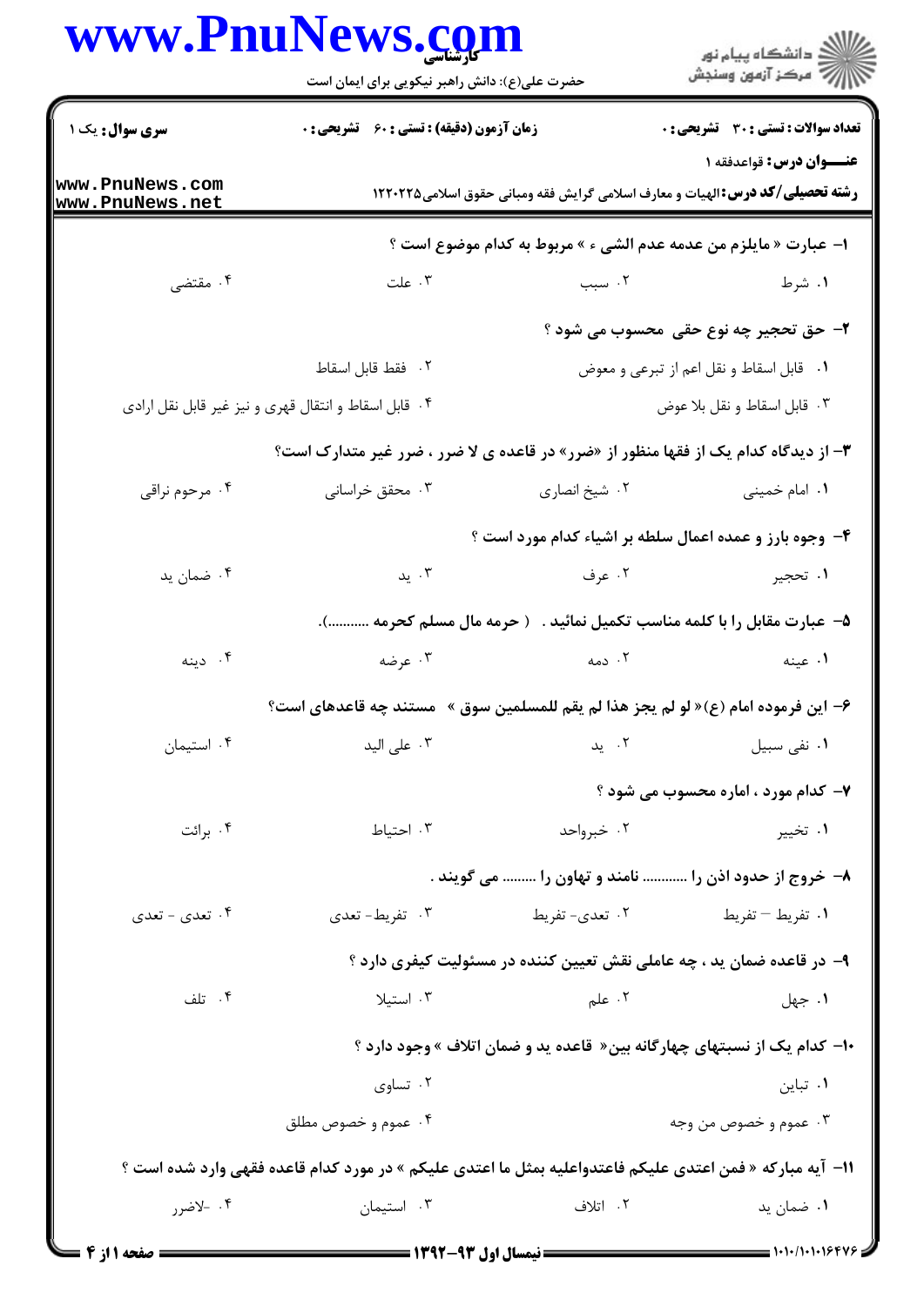**سری سوال:** یک ۱

**زمان آزمون (دقیقه) : تستی : ۶۰ تشریحی : ۰**

**تعداد سوالات : تستی : ۳۰ تشریحی : ۰**

**عنـــوان درس:** قواعدفقه ۱

**رشته تحصیلی/کد درس:** الهیات و معارف اسلامی گرایش فقه ومبانی حقوق اسلامی۱۲۲۰۲۲۵

**۱- عبارت « مایلزم من عدمه عدم الشی ء » مربوط به کدام موضوع است ؟**

۱. شرط
۲. سبب
۳. علت
۴. مقتضی

**۲- حق تحجیر چه نوع حقی محسوب می شود ؟**

۱. قابل اسقاط و نقل اعم از تبرعی و معوض
۲. فقط قابل اسقاط
۳. قابل اسقاط و نقل بلا عوض
۴. قابل اسقاط و انتقال قهری و نیز غیر قابل نقل ارادی

**۳- از دیدگاه کدام یک از فقها منظور از «ضرر» در قاعده ی لا ضرر ، ضرر غیر متدارک است؟**

۱. امام خمینی
۲. شیخ انصاری
۳. محقق خراسانی
۴. مرحوم نراقی

**۴- وجوه بارز و عمده اعمال سلطه بر اشیاء کدام مورد است ؟**

۱. تحجیر
۲. عرف
۳. ید
۴. ضمان ید

**۵- عبارت مقابل را با کلمه مناسب تکمیل نمائید . ( حرمه مال مسلم کحرمه ...........).**

۱. عینه
۲. دمه
۳. عرضه
۴. دینه

**۶- این فرموده امام (ع)« لو لم یجز هذا لم یقم للمسلمین سوق » مستند چه قاعده‌ای است؟**

۱. نفی سبیل
۲. ید
۳. علی الید
۴. استیمان

**۷- کدام مورد ، اماره محسوب می شود ؟**

۱. تخییر
۲. خبرواحد
۳. احتیاط
۴. برائت

**۸- خروج از حدود اذن را ........... نامند و تهاون را ........ می گویند .**

۱. تفریط – تفریط
۲. تعدی- تفریط
۳. تفریط- تعدی
۴. تعدی - تعدی

**۹- در قاعده ضمان ید ، چه عاملی نقش تعیین کننده در مسئولیت کیفری دارد ؟**

۱. جهل
۲. علم
۳. استیلا
۴. تلف

**۱۰- کدام یک از نسبتهای چهارگانه بین« قاعده ید و ضمان اتلاف » وجود دارد ؟**

۱. تباین
۲. تساوی
۳. عموم و خصوص من وجه
۴. عموم و خصوص مطلق

**۱۱- آیه مبارکه « فمن اعتدی علیکم فاعتدواعلیه بمثل ما اعتدی علیکم » در مورد کدام قاعده فقهی وارد شده است ؟**

۱. ضمان ید
۲. اتلاف
۳. استیمان
۴. -لاضرر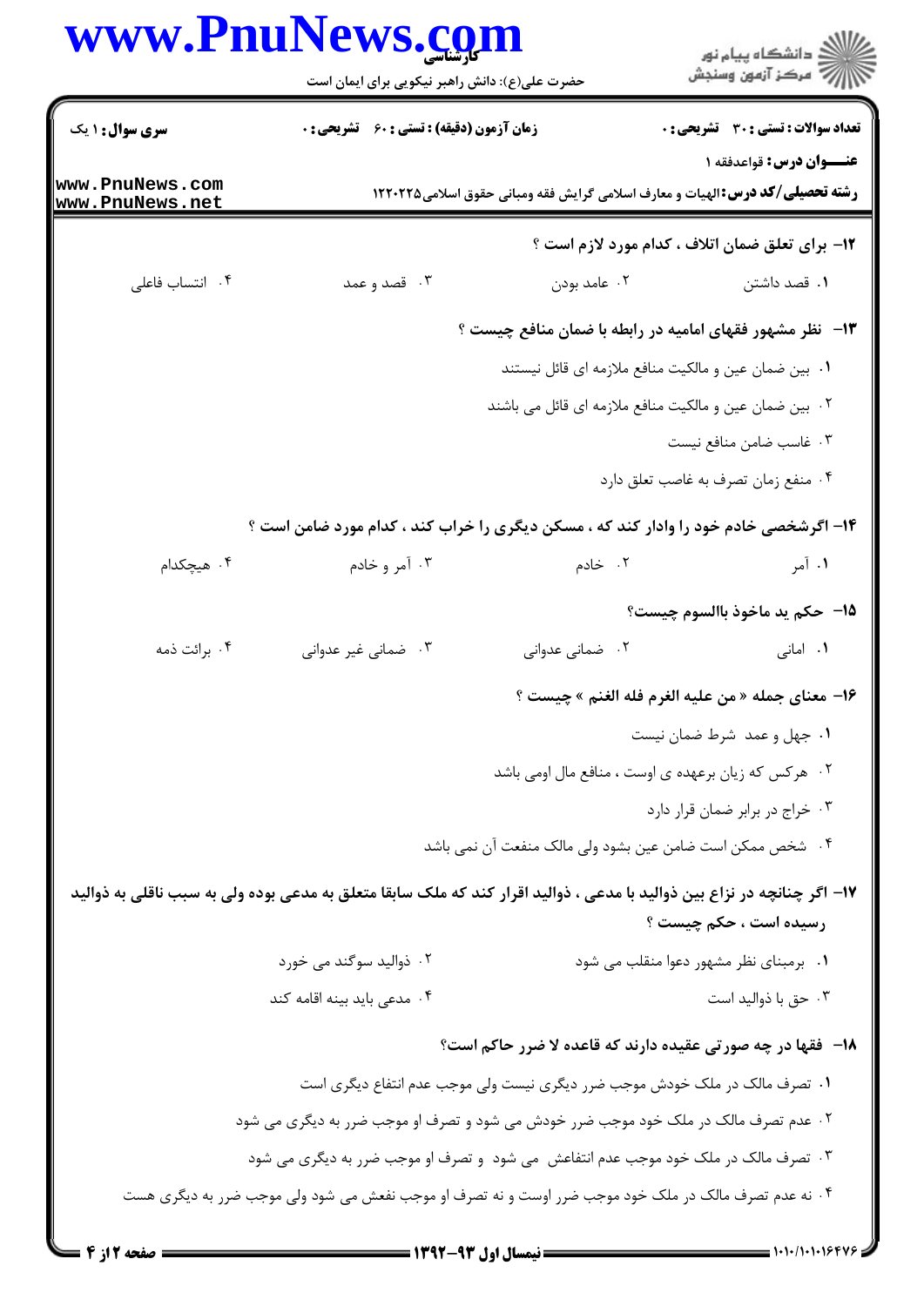**تعداد سوالات : تستی : ۳۰ تشریحی : ۰** | **زمان آزمون (دقیقه) : تستی : ۶۰ تشریحی : ۰** | **سری سوال : ۱ یک**

**عنـــوان درس:** قواعدفقه ۱

**رشته تحصیلی/کد درس:** الهیات و معارف اسلامی گرایش فقه ومبانی حقوق اسلامی۱۲۲۰۲۲۵

**۱۲- برای تعلق ضمان اتلاف ، کدام مورد لازم است ؟**

۱. قصد داشتن
۲. عامد بودن
۳. قصد و عمد
۴. انتساب فاعلی

**۱۳- نظر مشهور فقهای امامیه در رابطه با ضمان منافع چیست ؟**

۱. بین ضمان عین و مالکیت منافع ملازمه ای قائل نیستند
۲. بین ضمان عین و مالکیت منافع ملازمه ای قائل می باشند
۳. غاسب ضامن منافع نیست
۴. منفع زمان تصرف به غاصب تعلق دارد

**۱۴- اگرشخصی خادم خود را وادار کند که ، مسکن دیگری را خراب کند ، کدام مورد ضامن است ؟**

۱. آمر
۲. خادم
۳. آمر و خادم
۴. هیچکدام

**۱۵- حکم ید ماخوذ باالسوم چیست؟**

۱. امانی
۲. ضمانی عدوانی
۳. ضمانی غیر عدوانی
۴. برائت ذمه

**۱۶- معنای جمله « من علیه الغرم فله الغنم » چیست ؟**

۱. جهل و عمد شرط ضمان نیست
۲. هرکس که زیان برعهده ی اوست ، منافع مال اومی باشد
۳. خراج در برابر ضمان قرار دارد
۴. شخص ممکن است ضامن عین بشود ولی مالک منفعت آن نمی باشد

**۱۷- اگر چنانچه در نزاع بین ذوالید با مدعی ، ذوالید اقرار کند که ملک سابقا متعلق به مدعی بوده ولی به سبب ناقلی به ذوالید رسیده است ، حکم چیست ؟**

۱. برمبنای نظر مشهور دعوا منقلب می شود
۲. ذوالید سوگند می خورد
۳. حق با ذوالید است
۴. مدعی باید بینه اقامه کند

**۱۸- فقها در چه صورتی عقیده دارند که قاعده لا ضرر حاکم است؟**

۱. تصرف مالک در ملک خودش موجب ضرر دیگری نیست ولی موجب عدم انتفاع دیگری است
۲. عدم تصرف مالک در ملک خود موجب ضرر خودش می شود و تصرف او موجب ضرر به دیگری می شود
۳. تصرف مالک در ملک خود موجب عدم انتفاعش می شود و تصرف او موجب ضرر به دیگری می شود
۴. نه عدم تصرف مالک در ملک خود موجب ضرر اوست و نه تصرف او موجب نفعش می شود ولی موجب ضرر به دیگری هست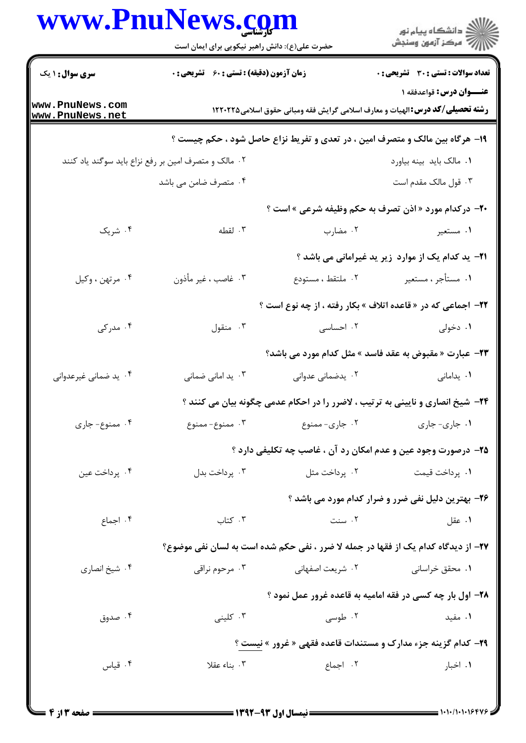۱۹- هرگاه بین مالک و متصرف امین ، در تعدی و تفریط نزاع حاصل شود ، حکم چیست ؟

۱. مالک باید بینه بیاورد
۲. مالک و متصرف امین بر رفع نزاع باید سوگند یاد کنند
۳. قول مالک مقدم است
۴. متصرف ضامن می باشد

۲۰- درکدام مورد « اذن تصرف به حکم وظیفه شرعی » است ؟

۱. مستعیر
۲. مضارب
۳. لقطه
۴. شریک

۲۱- ید کدام یک از موارد زیر ید غیرامانی می باشد ؟

۱. مستأجر ، مستعیر
۲. ملتقط ، مستودع
۳. غاصب ، غیر مأذون
۴. مرتهن ، وکیل

۲۲- اجماعی که در « قاعده اتلاف » بکار رفته ، از چه نوع است ؟

۱. دخولی
۲. احساسی
۳. منقول
۴. مدرکی

۲۳- عبارت « مقبوض به عقد فاسد » مثل کدام مورد می باشد؟

۱. یدامانی
۲. یدضمانی عدوانی
۳. ید امانی ضمانی
۴. ید ضمانی غیرعدوانی

۲۴- شیخ انصاری و نایینی به ترتیب ، لاضرر را در احکام عدمی چگونه بیان می کنند ؟

۱. جاری- جاری
۲. جاری- ممنوع
۳. ممنوع- ممنوع
۴. ممنوع- جاری

۲۵- درصورت وجود عین و عدم امکان رد آن ، غاصب چه تکلیفی دارد ؟

۱. پرداخت قیمت
۲. پرداخت مثل
۳. پرداخت بدل
۴. پرداخت عین

۲۶- بهترین دلیل نفی ضرر و ضرار کدام مورد می باشد ؟

۱. عقل
۲. سنت
۳. کتاب
۴. اجماع

۲۷- از دیدگاه کدام یک از فقها در جمله لا ضرر ، نفی حکم شده است به لسان نفی موضوع؟

۱. محقق خراسانی
۲. شریعت اصفهانی
۳. مرحوم نراقی
۴. شیخ انصاری

۲۸- اول بار چه کسی در فقه امامیه به قاعده غرور عمل نمود ؟

۱. مفید
۲. طوسی
۳. کلینی
۴. صدوق

۲۹- کدام گزینه جزء مدارک و مستندات قاعده فقهی « غرور » نیست ؟

۱. اخبار
۲. اجماع
۳. بناء عقلا
۴. قیاس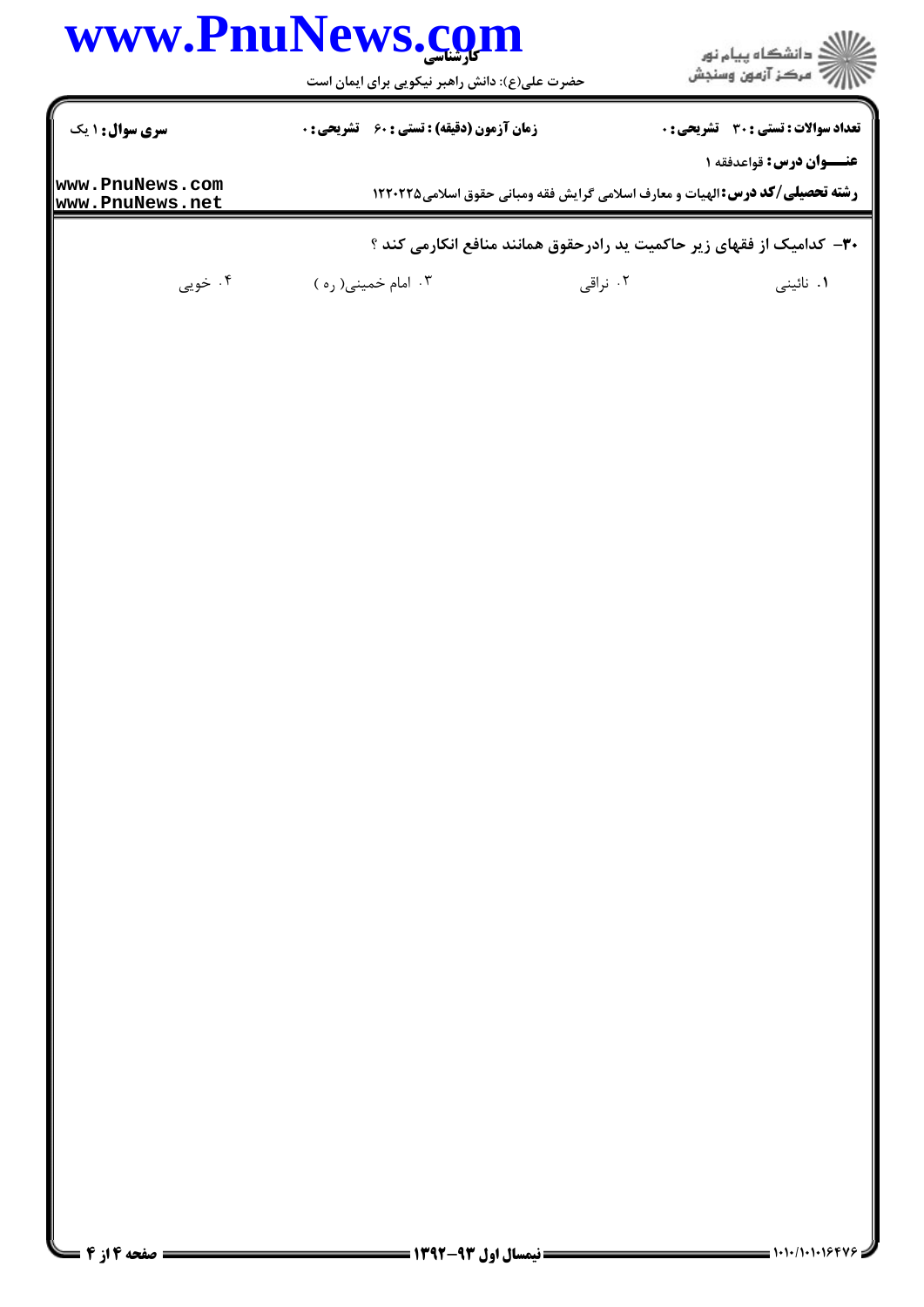**سری سوال:** ۱ یک | **زمان آزمون (دقیقه) : تستی :** ۶۰ **تشریحی :** ۰ | **تعداد سوالات : تستی :** ۳۰ **تشریحی :** ۰

**عنـــوان درس:** قواعدفقه ۱

**رشته تحصیلی/کد درس:** الهیات و معارف اسلامی گرایش فقه ومبانی حقوق اسلامی۱۲۲۰۲۲۵

**۳۰- کدامیک از فقهای زیر حاکمیت ید رادرحقوق همانند منافع انکارمی کند ؟**

۱. نائینی

۲. نراقی

۳. امام خمینی( ره )

۴. خویی